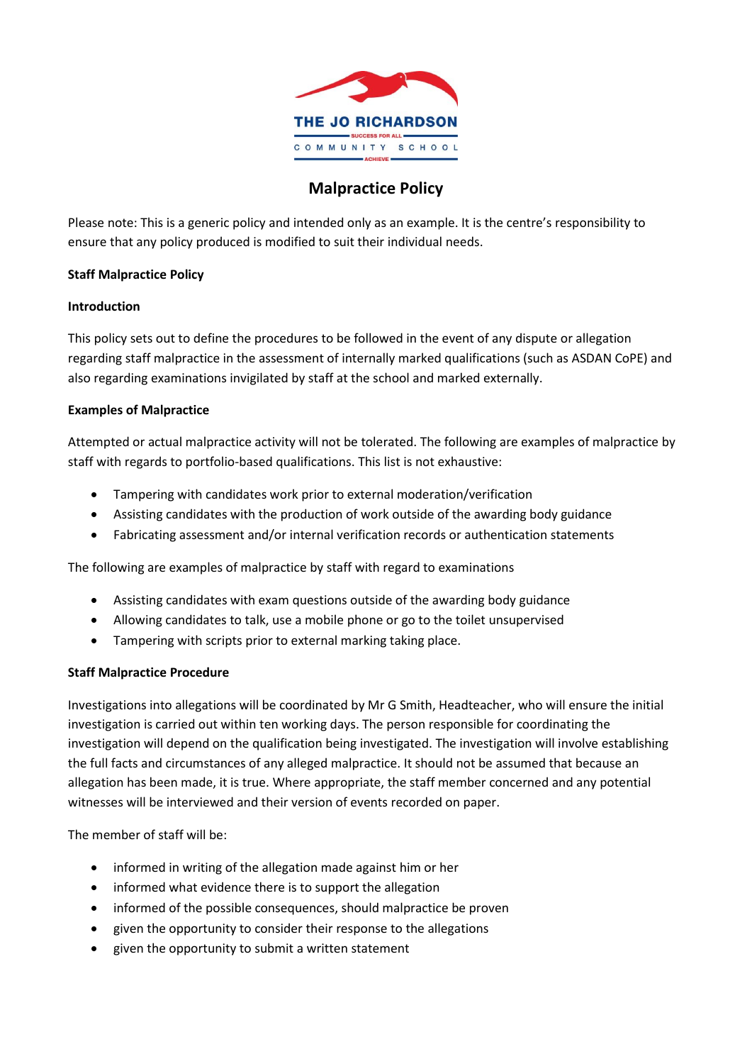THE JO RICHARDSON COMMUNITY SCHOOL

SUCCESS FOR ALL · ACHIEVE

# Malpractice Policy

Please note: This is a generic policy and intended only as an example. It is the centre's responsibility to ensure that any policy produced is modified to suit their individual needs.

**Staff Malpractice Policy**

**Introduction**

This policy sets out to define the procedures to be followed in the event of any dispute or allegation regarding staff malpractice in the assessment of internally marked qualifications (such as ASDAN CoPE) and also regarding examinations invigilated by staff at the school and marked externally.

**Examples of Malpractice**

Attempted or actual malpractice activity will not be tolerated. The following are examples of malpractice by staff with regards to portfolio-based qualifications. This list is not exhaustive:

- Tampering with candidates work prior to external moderation/verification
- Assisting candidates with the production of work outside of the awarding body guidance
- Fabricating assessment and/or internal verification records or authentication statements

The following are examples of malpractice by staff with regard to examinations

- Assisting candidates with exam questions outside of the awarding body guidance
- Allowing candidates to talk, use a mobile phone or go to the toilet unsupervised
- Tampering with scripts prior to external marking taking place.

**Staff Malpractice Procedure**

Investigations into allegations will be coordinated by Mr G Smith, Headteacher, who will ensure the initial investigation is carried out within ten working days. The person responsible for coordinating the investigation will depend on the qualification being investigated. The investigation will involve establishing the full facts and circumstances of any alleged malpractice. It should not be assumed that because an allegation has been made, it is true. Where appropriate, the staff member concerned and any potential witnesses will be interviewed and their version of events recorded on paper.

The member of staff will be:

- informed in writing of the allegation made against him or her
- informed what evidence there is to support the allegation
- informed of the possible consequences, should malpractice be proven
- given the opportunity to consider their response to the allegations
- given the opportunity to submit a written statement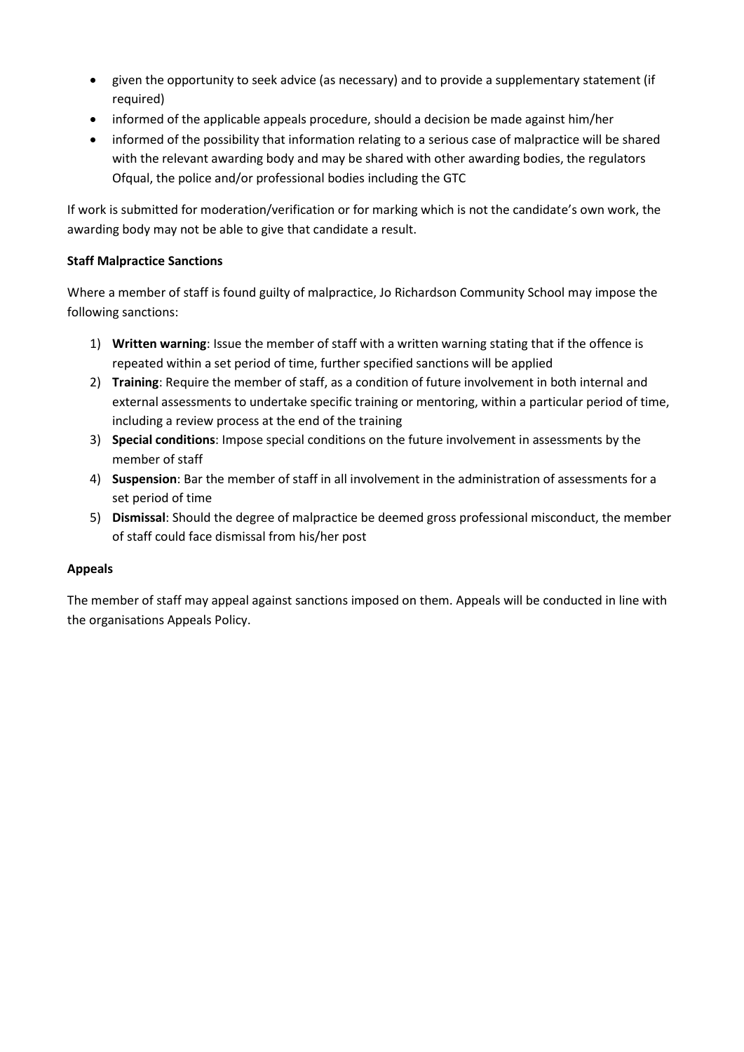- given the opportunity to seek advice (as necessary) and to provide a supplementary statement (if required)
- informed of the applicable appeals procedure, should a decision be made against him/her
- informed of the possibility that information relating to a serious case of malpractice will be shared with the relevant awarding body and may be shared with other awarding bodies, the regulators Ofqual, the police and/or professional bodies including the GTC

If work is submitted for moderation/verification or for marking which is not the candidate's own work, the awarding body may not be able to give that candidate a result.

**Staff Malpractice Sanctions**

Where a member of staff is found guilty of malpractice, Jo Richardson Community School may impose the following sanctions:

1) **Written warning**: Issue the member of staff with a written warning stating that if the offence is repeated within a set period of time, further specified sanctions will be applied
2) **Training**: Require the member of staff, as a condition of future involvement in both internal and external assessments to undertake specific training or mentoring, within a particular period of time, including a review process at the end of the training
3) **Special conditions**: Impose special conditions on the future involvement in assessments by the member of staff
4) **Suspension**: Bar the member of staff in all involvement in the administration of assessments for a set period of time
5) **Dismissal**: Should the degree of malpractice be deemed gross professional misconduct, the member of staff could face dismissal from his/her post

**Appeals**

The member of staff may appeal against sanctions imposed on them. Appeals will be conducted in line with the organisations Appeals Policy.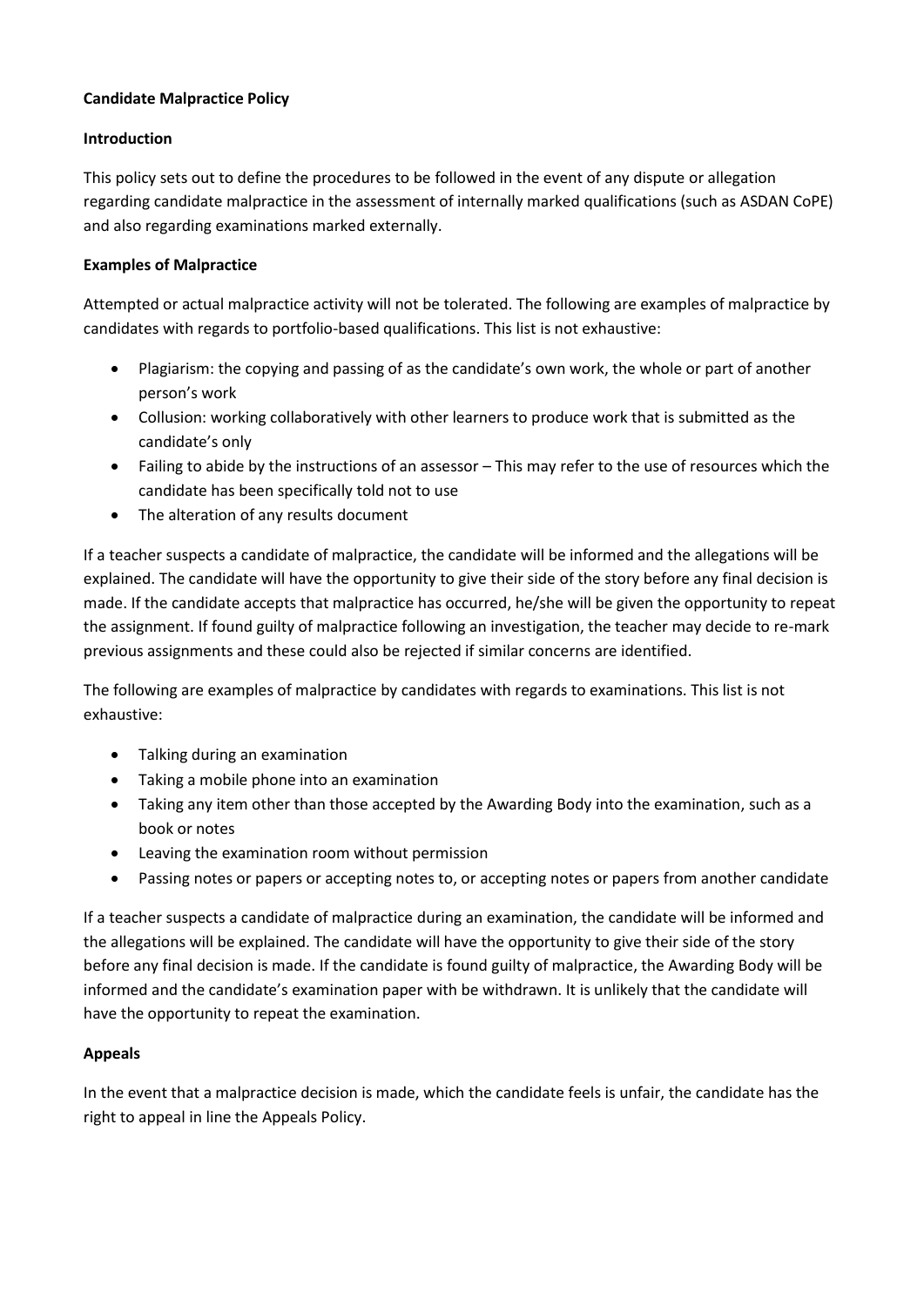**Candidate Malpractice Policy**

**Introduction**

This policy sets out to define the procedures to be followed in the event of any dispute or allegation regarding candidate malpractice in the assessment of internally marked qualifications (such as ASDAN CoPE) and also regarding examinations marked externally.

**Examples of Malpractice**

Attempted or actual malpractice activity will not be tolerated. The following are examples of malpractice by candidates with regards to portfolio-based qualifications. This list is not exhaustive:

- Plagiarism: the copying and passing of as the candidate's own work, the whole or part of another person's work
- Collusion: working collaboratively with other learners to produce work that is submitted as the candidate's only
- Failing to abide by the instructions of an assessor – This may refer to the use of resources which the candidate has been specifically told not to use
- The alteration of any results document

If a teacher suspects a candidate of malpractice, the candidate will be informed and the allegations will be explained. The candidate will have the opportunity to give their side of the story before any final decision is made. If the candidate accepts that malpractice has occurred, he/she will be given the opportunity to repeat the assignment. If found guilty of malpractice following an investigation, the teacher may decide to re-mark previous assignments and these could also be rejected if similar concerns are identified.

The following are examples of malpractice by candidates with regards to examinations. This list is not exhaustive:

- Talking during an examination
- Taking a mobile phone into an examination
- Taking any item other than those accepted by the Awarding Body into the examination, such as a book or notes
- Leaving the examination room without permission
- Passing notes or papers or accepting notes to, or accepting notes or papers from another candidate

If a teacher suspects a candidate of malpractice during an examination, the candidate will be informed and the allegations will be explained. The candidate will have the opportunity to give their side of the story before any final decision is made. If the candidate is found guilty of malpractice, the Awarding Body will be informed and the candidate's examination paper with be withdrawn. It is unlikely that the candidate will have the opportunity to repeat the examination.

**Appeals**

In the event that a malpractice decision is made, which the candidate feels is unfair, the candidate has the right to appeal in line the Appeals Policy.